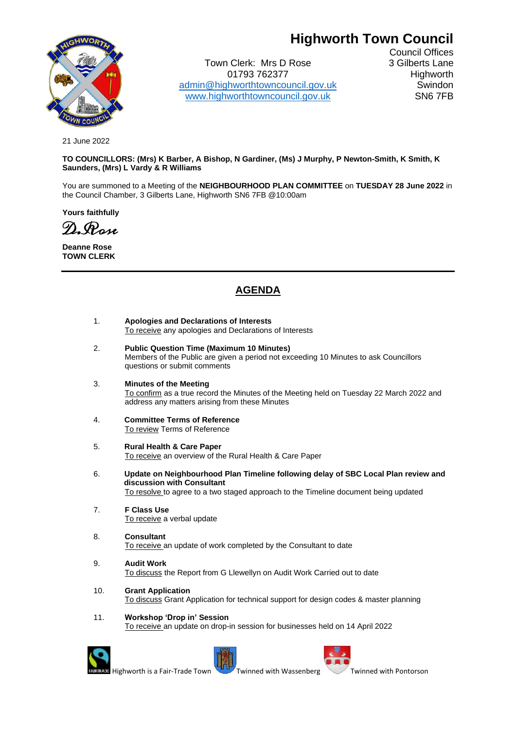# Highworth Town Council

Town Clerk: Mrs D Rose
01793 762377
admin@highworthtowncouncil.gov.uk
www.highworthtowncouncil.gov.uk

Council Offices
3 Gilberts Lane
Highworth
Swindon
SN6 7FB

21 June 2022

**TO COUNCILLORS: (Mrs) K Barber, A Bishop, N Gardiner, (Ms) J Murphy, P Newton-Smith, K Smith, K Saunders, (Mrs) L Vardy & R Williams**

You are summoned to a Meeting of the **NEIGHBOURHOOD PLAN COMMITTEE** on **TUESDAY 28 June 2022** in the Council Chamber, 3 Gilberts Lane, Highworth SN6 7FB @10:00am

**Yours faithfully**

D.Rose

**Deanne Rose**
**TOWN CLERK**

---

## AGENDA

1. **Apologies and Declarations of Interests**
   To receive any apologies and Declarations of Interests

2. **Public Question Time (Maximum 10 Minutes)**
   Members of the Public are given a period not exceeding 10 Minutes to ask Councillors questions or submit comments

3. **Minutes of the Meeting**
   To confirm as a true record the Minutes of the Meeting held on Tuesday 22 March 2022 and address any matters arising from these Minutes

4. **Committee Terms of Reference**
   To review Terms of Reference

5. **Rural Health & Care Paper**
   To receive an overview of the Rural Health & Care Paper

6. **Update on Neighbourhood Plan Timeline following delay of SBC Local Plan review and discussion with Consultant**
   To resolve to agree to a two staged approach to the Timeline document being updated

7. **F Class Use**
   To receive a verbal update

8. **Consultant**
   To receive an update of work completed by the Consultant to date

9. **Audit Work**
   To discuss the Report from G Llewellyn on Audit Work Carried out to date

10. **Grant Application**
    To discuss Grant Application for technical support for design codes & master planning

11. **Workshop 'Drop in' Session**
    To receive an update on drop-in session for businesses held on 14 April 2022

Highworth is a Fair-Trade Town | Twinned with Wassenberg | Twinned with Pontorson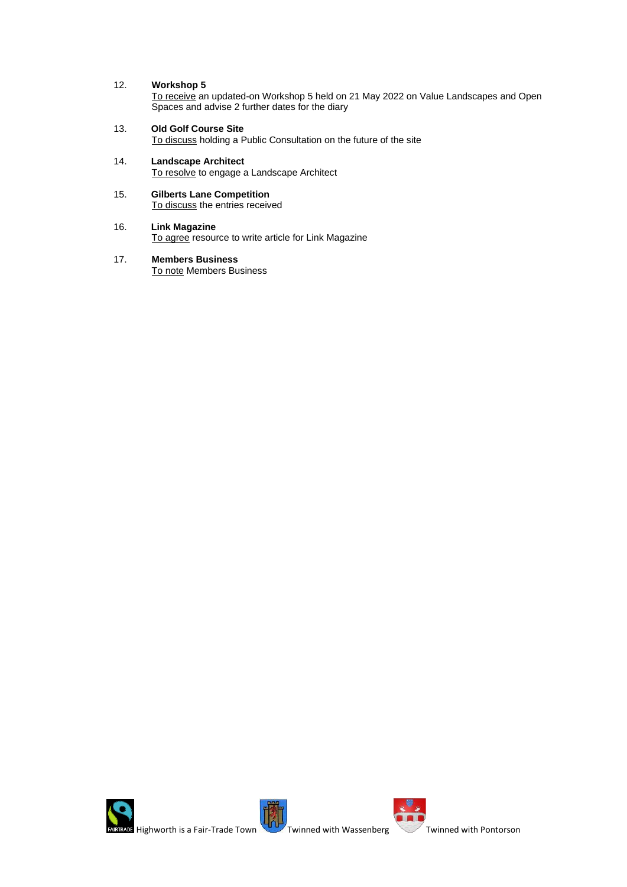12. **Workshop 5**
    To receive an updated-on Workshop 5 held on 21 May 2022 on Value Landscapes and Open Spaces and advise 2 further dates for the diary

13. **Old Golf Course Site**
    To discuss holding a Public Consultation on the future of the site

14. **Landscape Architect**
    To resolve to engage a Landscape Architect

15. **Gilberts Lane Competition**
    To discuss the entries received

16. **Link Magazine**
    To agree resource to write article for Link Magazine

17. **Members Business**
    To note Members Business

Highworth is a Fair-Trade Town Twinned with Wassenberg Twinned with Pontorson